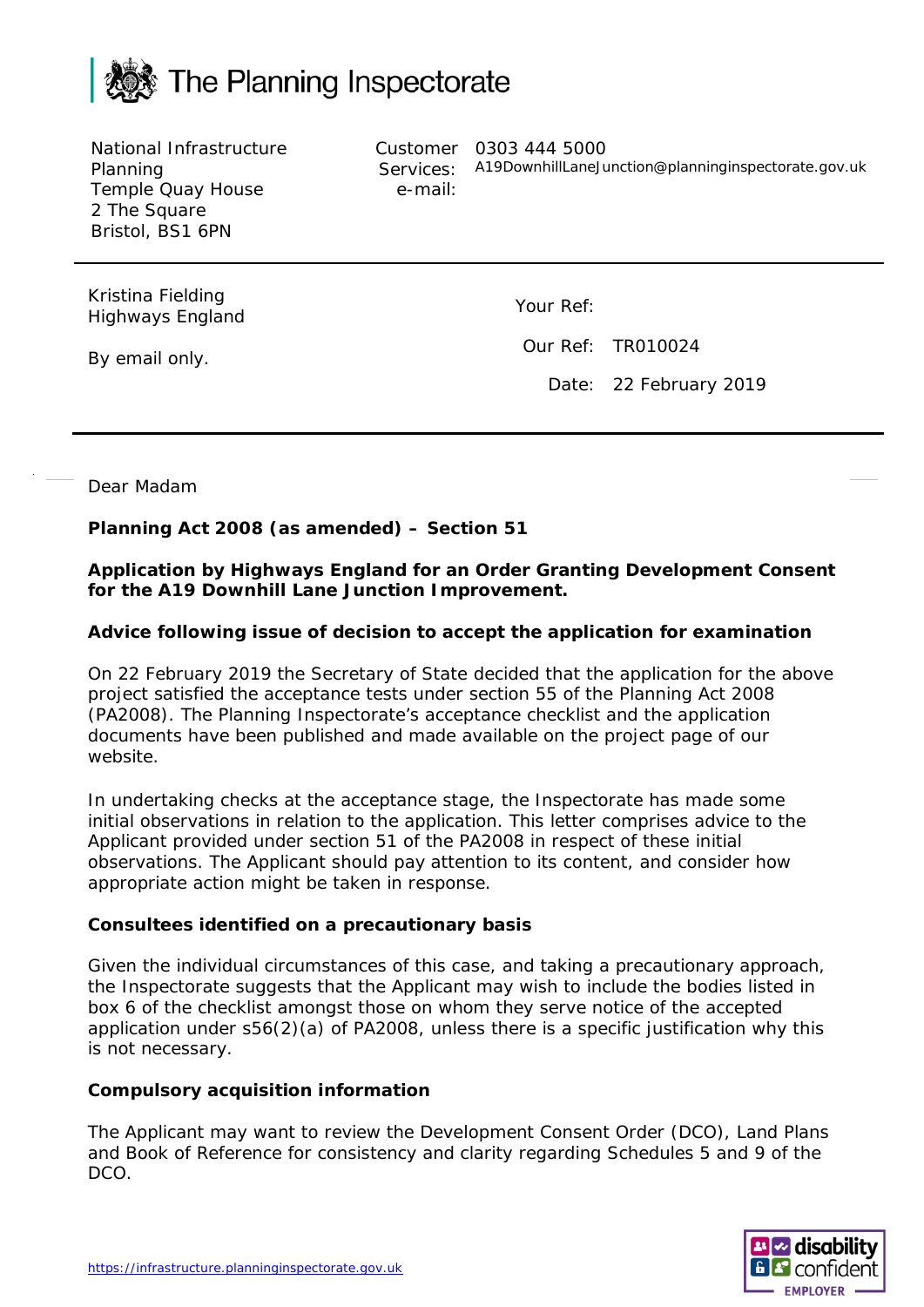# The Planning Inspectorate

National Infrastructure Planning
Temple Quay House
2 The Square
Bristol, BS1 6PN

Customer Services: 0303 444 5000
e-mail: A19DownhillLaneJunction@planninginspectorate.gov.uk

---

Kristina Fielding
Highways England

By email only.

Your Ref:

Our Ref: TR010024

Date: 22 February 2019

---

Dear Madam

**Planning Act 2008 (as amended) – Section 51**

**Application by Highways England for an Order Granting Development Consent for the A19 Downhill Lane Junction Improvement.**

**Advice following issue of decision to accept the application for examination**

On 22 February 2019 the Secretary of State decided that the application for the above project satisfied the acceptance tests under section 55 of the Planning Act 2008 (PA2008). The Planning Inspectorate's acceptance checklist and the application documents have been published and made available on the project page of our website.

In undertaking checks at the acceptance stage, the Inspectorate has made some initial observations in relation to the application. This letter comprises advice to the Applicant provided under section 51 of the PA2008 in respect of these initial observations. The Applicant should pay attention to its content, and consider how appropriate action might be taken in response.

**Consultees identified on a precautionary basis**

Given the individual circumstances of this case, and taking a precautionary approach, the Inspectorate suggests that the Applicant may wish to include the bodies listed in box 6 of the checklist amongst those on whom they serve notice of the accepted application under s56(2)(a) of PA2008, unless there is a specific justification why this is not necessary.

**Compulsory acquisition information**

The Applicant may want to review the Development Consent Order (DCO), Land Plans and Book of Reference for consistency and clarity regarding Schedules 5 and 9 of the DCO.

https://infrastructure.planninginspectorate.gov.uk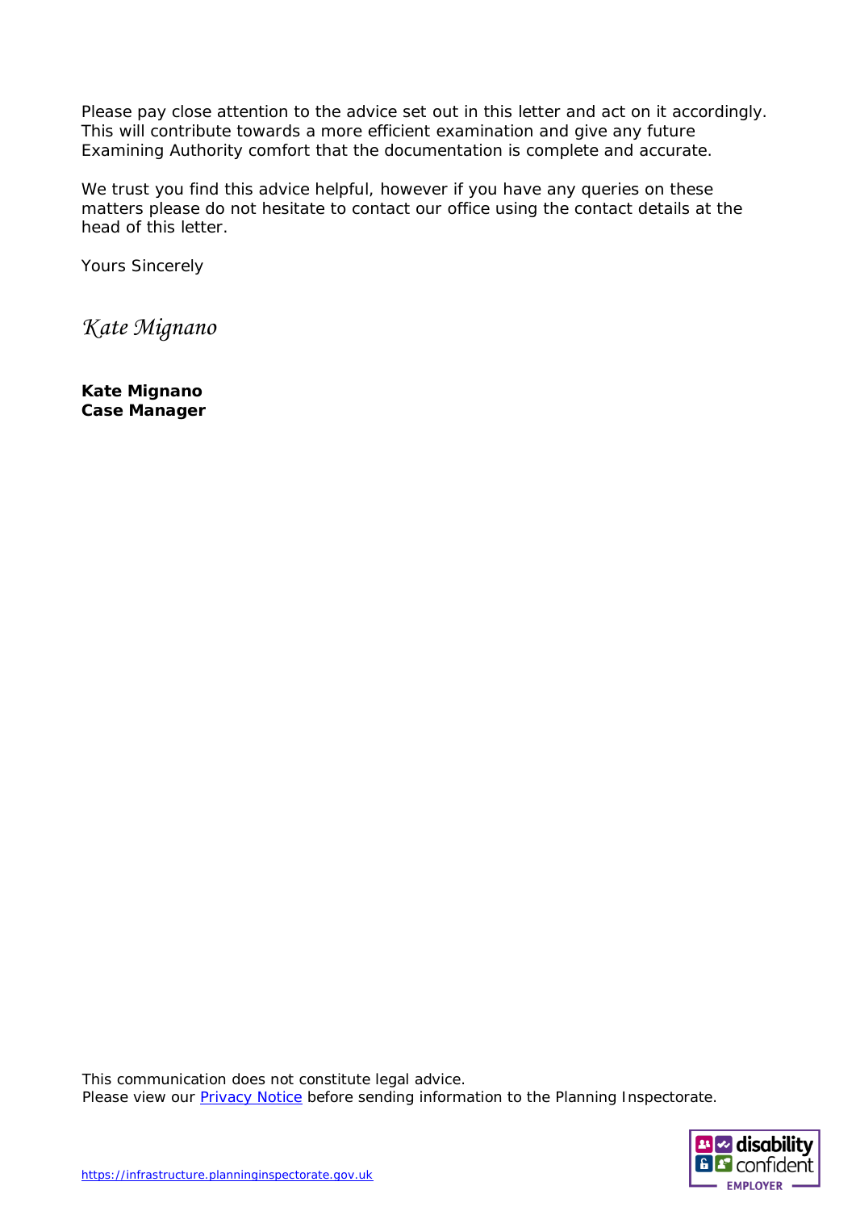Please pay close attention to the advice set out in this letter and act on it accordingly. This will contribute towards a more efficient examination and give any future Examining Authority comfort that the documentation is complete and accurate.

We trust you find this advice helpful, however if you have any queries on these matters please do not hesitate to contact our office using the contact details at the head of this letter.

Yours Sincerely

*Kate Mignano*

**Kate Mignano**
**Case Manager**

This communication does not constitute legal advice.
Please view our [Privacy Notice] before sending information to the Planning Inspectorate.

https://infrastructure.planninginspectorate.gov.uk